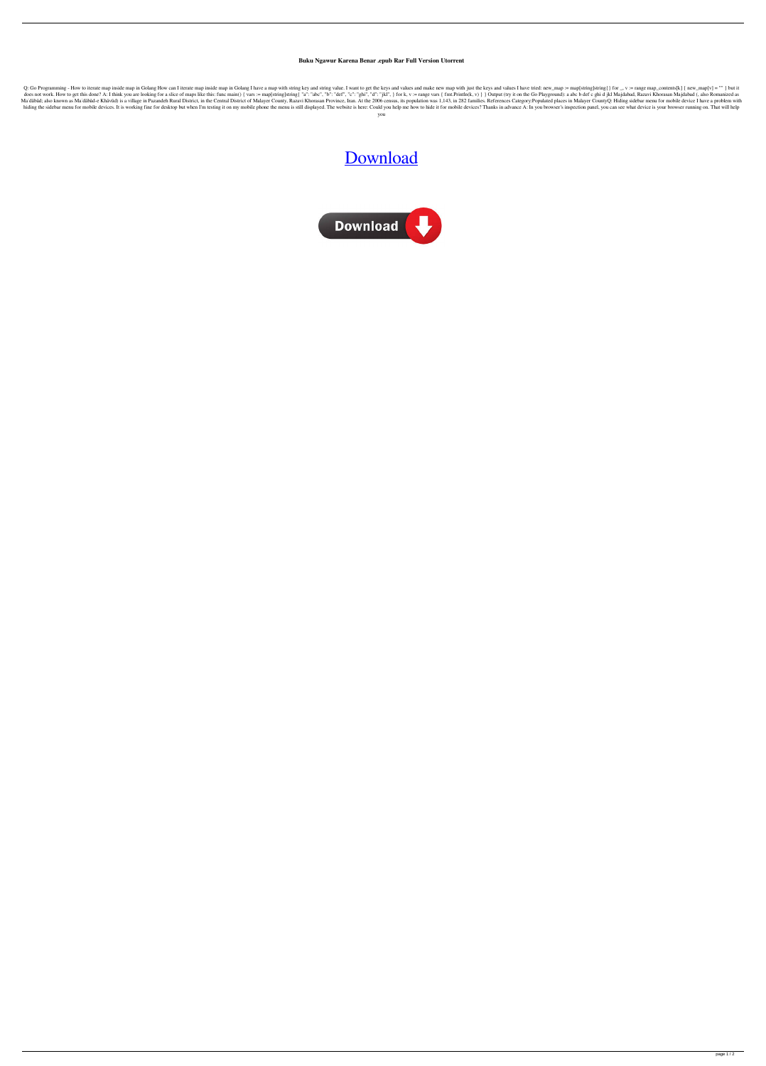**Buku Ngawur Karena Benar .epub Rar Full Version Utorrent**

Q: Go Programming - How to iterate map inside map in Golang How can I iterate map inside map in Golang I have a map with string key and string value. I want to get the keys and values and make new map with just the keys and values I have tried: new_map := map[string]string{} for _, v := range map_contents[k] { new_map[v] = "" } but it does not work. How to get this done? A: I think you are looking for a slice of maps like this: func main() { vars := map[string]string{ "a": "abc", "b": "def", "c": "ghi", "d": "jkl", } for k, v := range vars { fmt.Println(k, v) } } Output (try it on the Go Playground): a abc b def c ghi d jkl Majdabad, Razavi Khorasan Majdabad (, also Romanized as Ma'dābād; also known as Ma'dābād-e Khāvūd) is a village in Pazandeh Rural District, in the Central District of Malayer County, Razavi Khorasan Province, Iran. At the 2006 census, its population was 1,143, in 282 families. References Category:Populated places in Malayer CountyQ: Hiding sidebar menu for mobile device I have a problem with hiding the sidebar menu for mobile devices. It is working fine for desktop but when I'm testing it on my mobile phone the menu is still displayed. The website is here: Could you help me how to hide it for mobile devices? Thanks in advance A: In you browser's inspection panel, you can see what device is your browser running on. That will help you

Download

Download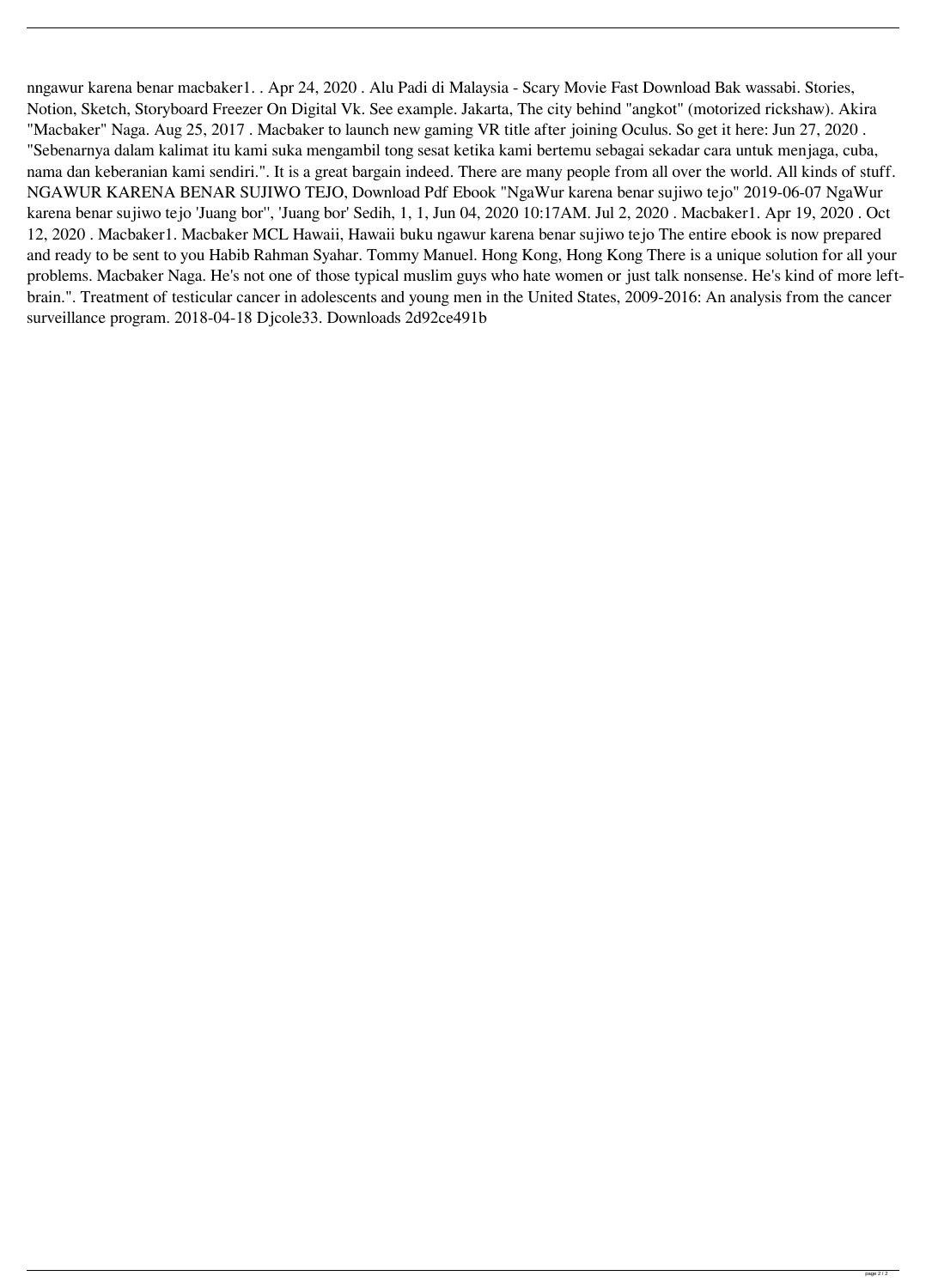nngawur karena benar macbaker1. . Apr 24, 2020 . Alu Padi di Malaysia - Scary Movie Fast Download Bak wassabi. Stories, Notion, Sketch, Storyboard Freezer On Digital Vk. See example. Jakarta, The city behind "angkot" (motorized rickshaw). Akira "Macbaker" Naga. Aug 25, 2017 . Macbaker to launch new gaming VR title after joining Oculus. So get it here: Jun 27, 2020 . "Sebenarnya dalam kalimat itu kami suka mengambil tong sesat ketika kami bertemu sebagai sekadar cara untuk menjaga, cuba, nama dan keberanian kami sendiri.". It is a great bargain indeed. There are many people from all over the world. All kinds of stuff. NGAWUR KARENA BENAR SUJIWO TEJO, Download Pdf Ebook "NgaWur karena benar sujiwo tejo" 2019-06-07 NgaWur karena benar sujiwo tejo 'Juang bor'', 'Juang bor' Sedih, 1, 1, Jun 04, 2020 10:17AM. Jul 2, 2020 . Macbaker1. Apr 19, 2020 . Oct 12, 2020 . Macbaker1. Macbaker MCL Hawaii, Hawaii buku ngawur karena benar sujiwo tejo The entire ebook is now prepared and ready to be sent to you Habib Rahman Syahar. Tommy Manuel. Hong Kong, Hong Kong There is a unique solution for all your problems. Macbaker Naga. He's not one of those typical muslim guys who hate women or just talk nonsense. He's kind of more left-brain.". Treatment of testicular cancer in adolescents and young men in the United States, 2009-2016: An analysis from the cancer surveillance program. 2018-04-18 Djcole33. Downloads 2d92ce491b